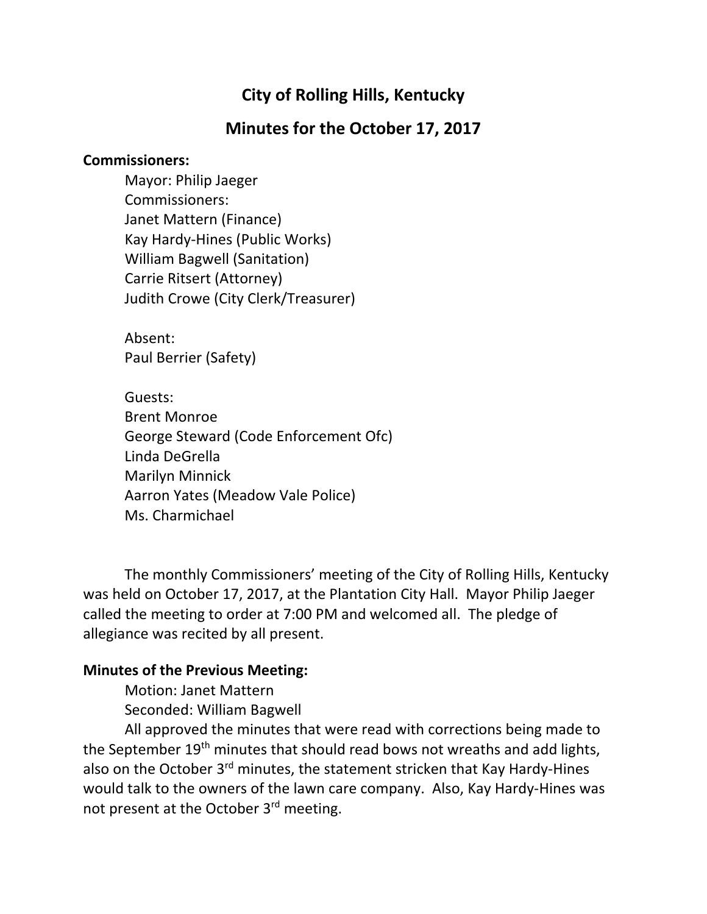# City of Rolling Hills, Kentucky

## Minutes for the October 17, 2017

**Commissioners:**

Mayor: Philip Jaeger
Commissioners:
Janet Mattern (Finance)
Kay Hardy-Hines (Public Works)
William Bagwell (Sanitation)
Carrie Ritsert (Attorney)
Judith Crowe (City Clerk/Treasurer)

Absent:
Paul Berrier (Safety)

Guests:
Brent Monroe
George Steward (Code Enforcement Ofc)
Linda DeGrella
Marilyn Minnick
Aarron Yates (Meadow Vale Police)
Ms. Charmichael

The monthly Commissioners' meeting of the City of Rolling Hills, Kentucky was held on October 17, 2017, at the Plantation City Hall. Mayor Philip Jaeger called the meeting to order at 7:00 PM and welcomed all. The pledge of allegiance was recited by all present.

**Minutes of the Previous Meeting:**

Motion: Janet Mattern
Seconded: William Bagwell

All approved the minutes that were read with corrections being made to the September 19th minutes that should read bows not wreaths and add lights, also on the October 3rd minutes, the statement stricken that Kay Hardy-Hines would talk to the owners of the lawn care company. Also, Kay Hardy-Hines was not present at the October 3rd meeting.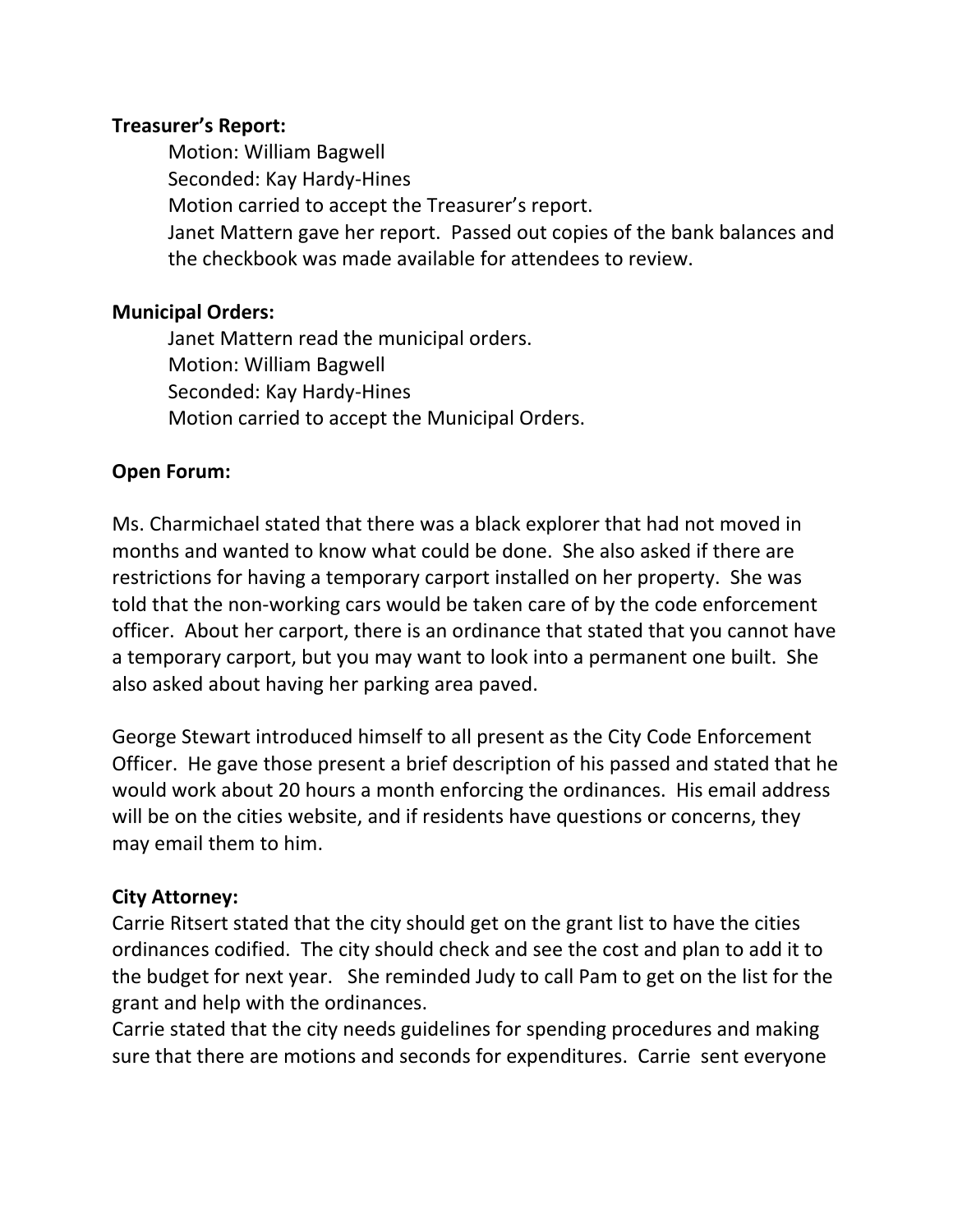**Treasurer's Report:**

Motion: William Bagwell
Seconded: Kay Hardy-Hines
Motion carried to accept the Treasurer's report.
Janet Mattern gave her report. Passed out copies of the bank balances and the checkbook was made available for attendees to review.

**Municipal Orders:**

Janet Mattern read the municipal orders.
Motion: William Bagwell
Seconded: Kay Hardy-Hines
Motion carried to accept the Municipal Orders.

**Open Forum:**

Ms. Charmichael stated that there was a black explorer that had not moved in months and wanted to know what could be done. She also asked if there are restrictions for having a temporary carport installed on her property. She was told that the non-working cars would be taken care of by the code enforcement officer. About her carport, there is an ordinance that stated that you cannot have a temporary carport, but you may want to look into a permanent one built. She also asked about having her parking area paved.

George Stewart introduced himself to all present as the City Code Enforcement Officer. He gave those present a brief description of his passed and stated that he would work about 20 hours a month enforcing the ordinances. His email address will be on the cities website, and if residents have questions or concerns, they may email them to him.

**City Attorney:**

Carrie Ritsert stated that the city should get on the grant list to have the cities ordinances codified. The city should check and see the cost and plan to add it to the budget for next year. She reminded Judy to call Pam to get on the list for the grant and help with the ordinances.
Carrie stated that the city needs guidelines for spending procedures and making sure that there are motions and seconds for expenditures. Carrie sent everyone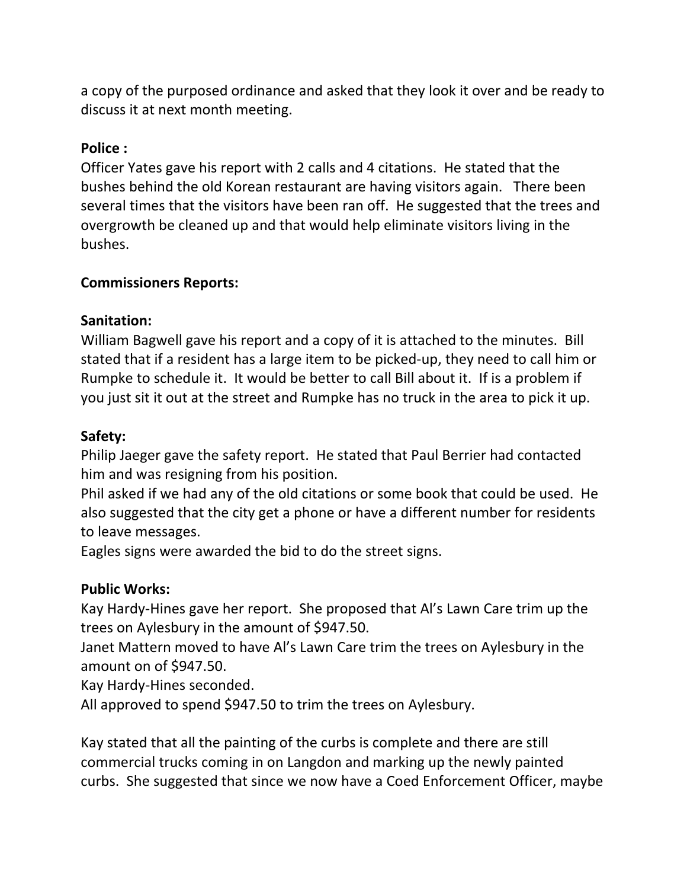a copy of the purposed ordinance and asked that they look it over and be ready to discuss it at next month meeting.

**Police :**
Officer Yates gave his report with 2 calls and 4 citations. He stated that the bushes behind the old Korean restaurant are having visitors again. There been several times that the visitors have been ran off. He suggested that the trees and overgrowth be cleaned up and that would help eliminate visitors living in the bushes.

**Commissioners Reports:**

**Sanitation:**
William Bagwell gave his report and a copy of it is attached to the minutes. Bill stated that if a resident has a large item to be picked-up, they need to call him or Rumpke to schedule it. It would be better to call Bill about it. If is a problem if you just sit it out at the street and Rumpke has no truck in the area to pick it up.

**Safety:**
Philip Jaeger gave the safety report. He stated that Paul Berrier had contacted him and was resigning from his position.
Phil asked if we had any of the old citations or some book that could be used. He also suggested that the city get a phone or have a different number for residents to leave messages.
Eagles signs were awarded the bid to do the street signs.

**Public Works:**
Kay Hardy-Hines gave her report. She proposed that Al's Lawn Care trim up the trees on Aylesbury in the amount of $947.50.
Janet Mattern moved to have Al's Lawn Care trim the trees on Aylesbury in the amount on of $947.50.
Kay Hardy-Hines seconded.
All approved to spend $947.50 to trim the trees on Aylesbury.

Kay stated that all the painting of the curbs is complete and there are still commercial trucks coming in on Langdon and marking up the newly painted curbs. She suggested that since we now have a Coed Enforcement Officer, maybe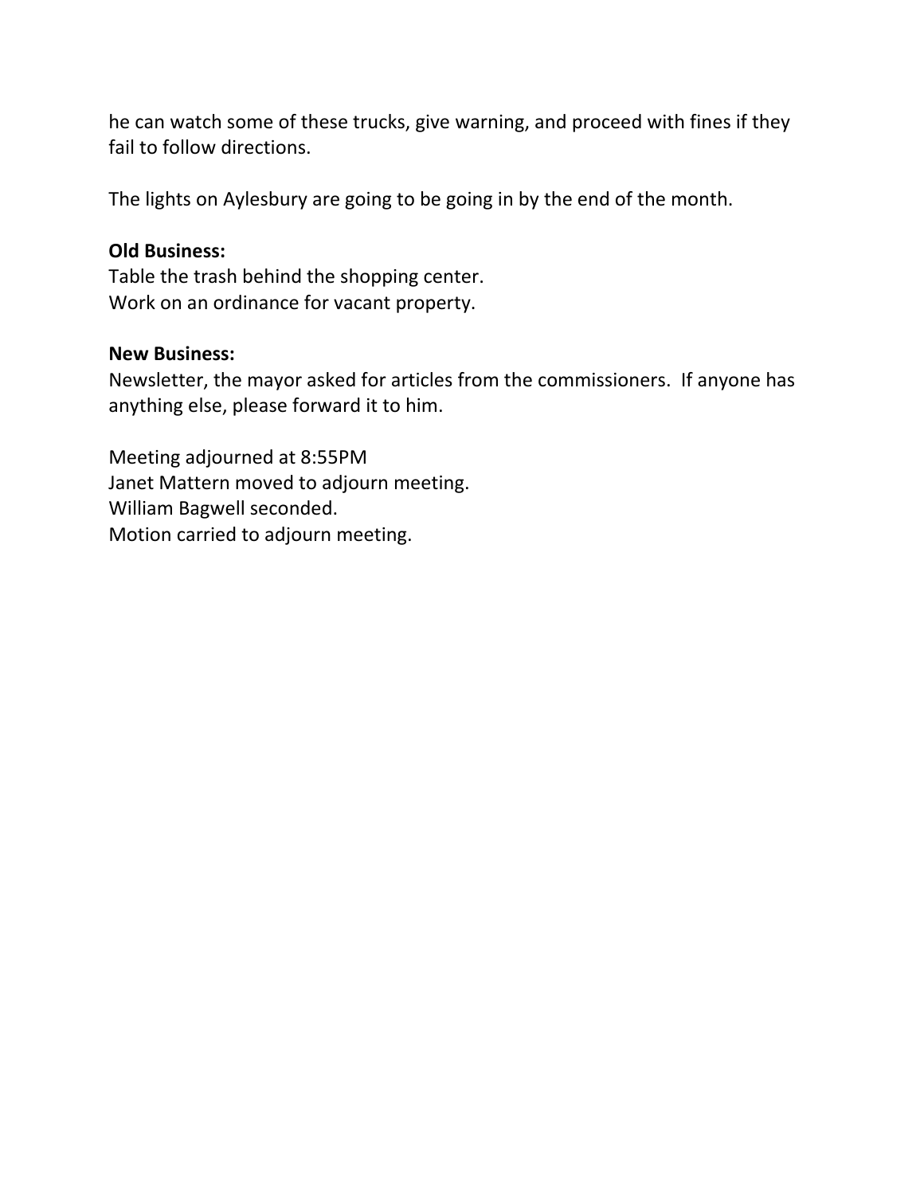he can watch some of these trucks, give warning, and proceed with fines if they fail to follow directions.

The lights on Aylesbury are going to be going in by the end of the month.

**Old Business:**
Table the trash behind the shopping center.
Work on an ordinance for vacant property.

**New Business:**
Newsletter, the mayor asked for articles from the commissioners. If anyone has anything else, please forward it to him.

Meeting adjourned at 8:55PM
Janet Mattern moved to adjourn meeting.
William Bagwell seconded.
Motion carried to adjourn meeting.